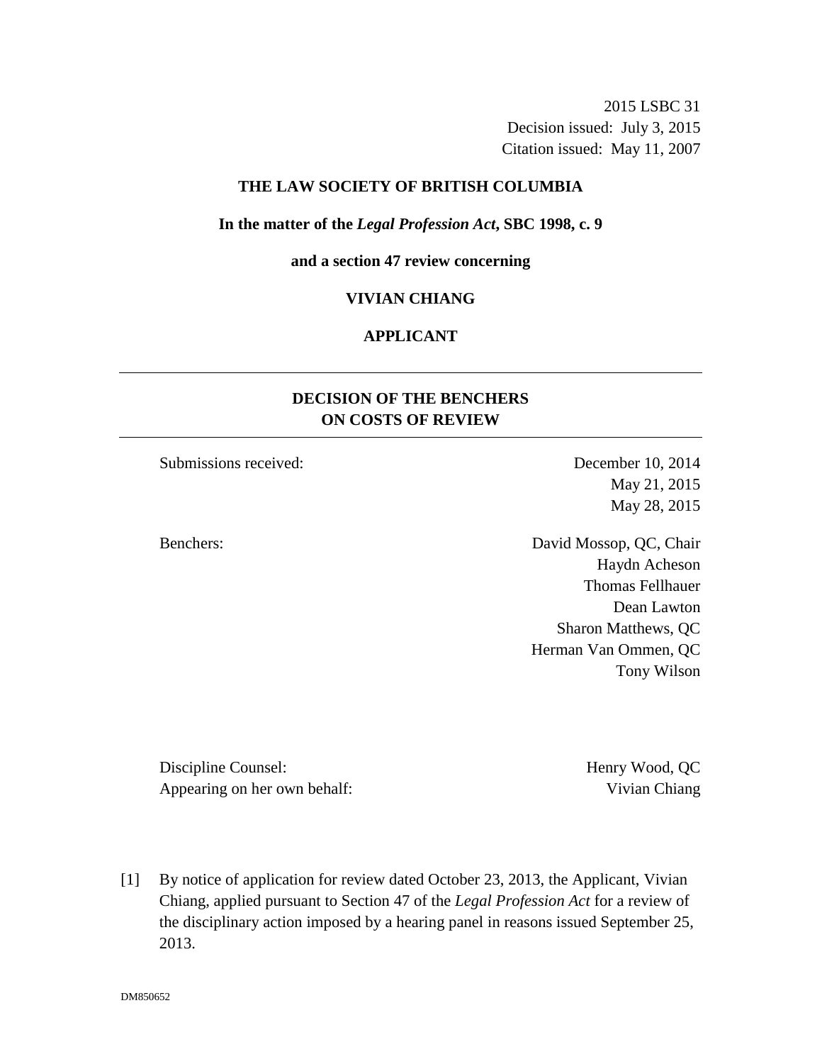2015 LSBC 31
Decision issued: July 3, 2015
Citation issued: May 11, 2007

**THE LAW SOCIETY OF BRITISH COLUMBIA**

**In the matter of the *Legal Profession Act*, SBC 1998, c. 9**

**and a section 47 review concerning**

**VIVIAN CHIANG**

**APPLICANT**

---

## DECISION OF THE BENCHERS ON COSTS OF REVIEW

---

Submissions received: December 10, 2014
May 21, 2015
May 28, 2015

Benchers: David Mossop, QC, Chair
Haydn Acheson
Thomas Fellhauer
Dean Lawton
Sharon Matthews, QC
Herman Van Ommen, QC
Tony Wilson

Discipline Counsel: Henry Wood, QC
Appearing on her own behalf: Vivian Chiang

[1] By notice of application for review dated October 23, 2013, the Applicant, Vivian Chiang, applied pursuant to Section 47 of the *Legal Profession Act* for a review of the disciplinary action imposed by a hearing panel in reasons issued September 25, 2013.

DM850652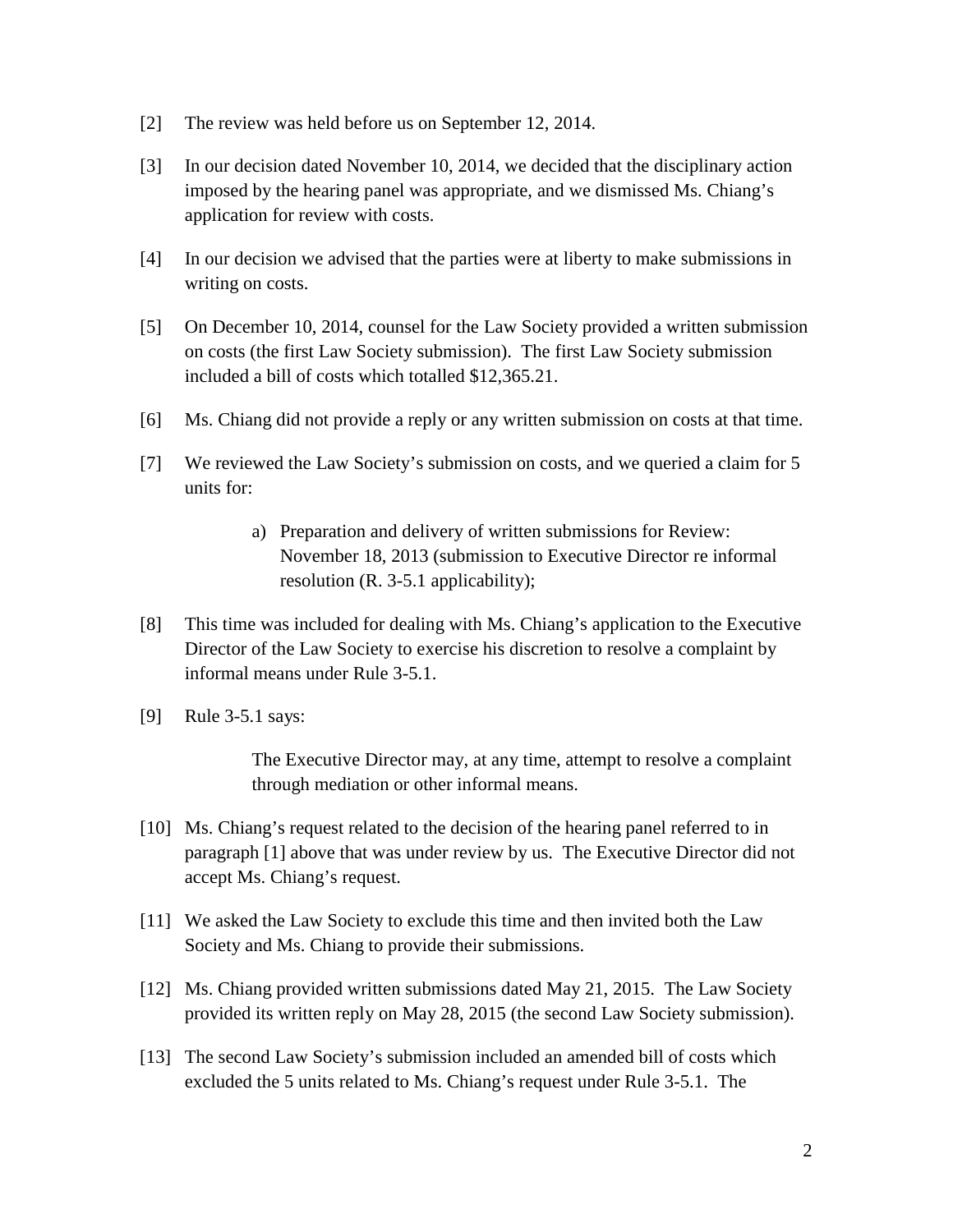[2] The review was held before us on September 12, 2014.

[3] In our decision dated November 10, 2014, we decided that the disciplinary action imposed by the hearing panel was appropriate, and we dismissed Ms. Chiang's application for review with costs.

[4] In our decision we advised that the parties were at liberty to make submissions in writing on costs.

[5] On December 10, 2014, counsel for the Law Society provided a written submission on costs (the first Law Society submission). The first Law Society submission included a bill of costs which totalled $12,365.21.

[6] Ms. Chiang did not provide a reply or any written submission on costs at that time.

[7] We reviewed the Law Society's submission on costs, and we queried a claim for 5 units for:

> a) Preparation and delivery of written submissions for Review: November 18, 2013 (submission to Executive Director re informal resolution (R. 3-5.1 applicability);

[8] This time was included for dealing with Ms. Chiang's application to the Executive Director of the Law Society to exercise his discretion to resolve a complaint by informal means under Rule 3-5.1.

[9] Rule 3-5.1 says:

> The Executive Director may, at any time, attempt to resolve a complaint through mediation or other informal means.

[10] Ms. Chiang's request related to the decision of the hearing panel referred to in paragraph [1] above that was under review by us. The Executive Director did not accept Ms. Chiang's request.

[11] We asked the Law Society to exclude this time and then invited both the Law Society and Ms. Chiang to provide their submissions.

[12] Ms. Chiang provided written submissions dated May 21, 2015. The Law Society provided its written reply on May 28, 2015 (the second Law Society submission).

[13] The second Law Society's submission included an amended bill of costs which excluded the 5 units related to Ms. Chiang's request under Rule 3-5.1. The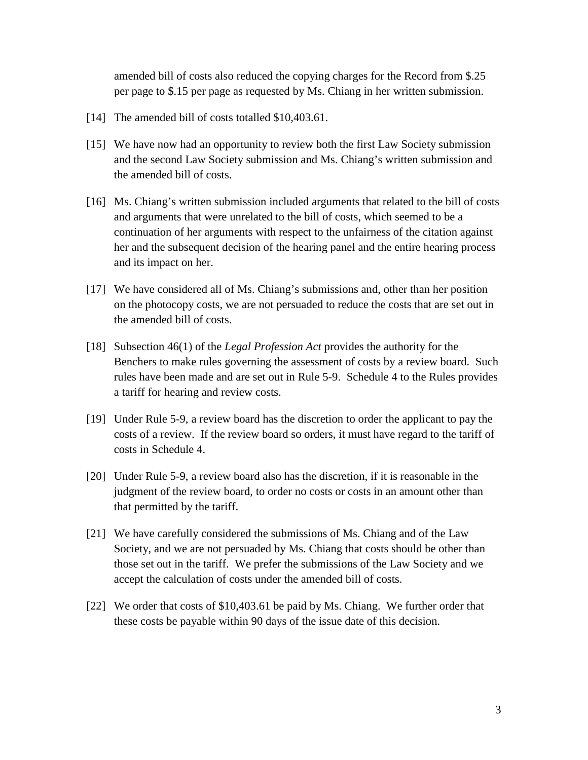amended bill of costs also reduced the copying charges for the Record from $.25 per page to $.15 per page as requested by Ms. Chiang in her written submission.

[14] The amended bill of costs totalled $10,403.61.

[15] We have now had an opportunity to review both the first Law Society submission and the second Law Society submission and Ms. Chiang's written submission and the amended bill of costs.

[16] Ms. Chiang's written submission included arguments that related to the bill of costs and arguments that were unrelated to the bill of costs, which seemed to be a continuation of her arguments with respect to the unfairness of the citation against her and the subsequent decision of the hearing panel and the entire hearing process and its impact on her.

[17] We have considered all of Ms. Chiang's submissions and, other than her position on the photocopy costs, we are not persuaded to reduce the costs that are set out in the amended bill of costs.

[18] Subsection 46(1) of the *Legal Profession Act* provides the authority for the Benchers to make rules governing the assessment of costs by a review board. Such rules have been made and are set out in Rule 5-9. Schedule 4 to the Rules provides a tariff for hearing and review costs.

[19] Under Rule 5-9, a review board has the discretion to order the applicant to pay the costs of a review. If the review board so orders, it must have regard to the tariff of costs in Schedule 4.

[20] Under Rule 5-9, a review board also has the discretion, if it is reasonable in the judgment of the review board, to order no costs or costs in an amount other than that permitted by the tariff.

[21] We have carefully considered the submissions of Ms. Chiang and of the Law Society, and we are not persuaded by Ms. Chiang that costs should be other than those set out in the tariff. We prefer the submissions of the Law Society and we accept the calculation of costs under the amended bill of costs.

[22] We order that costs of $10,403.61 be paid by Ms. Chiang. We further order that these costs be payable within 90 days of the issue date of this decision.